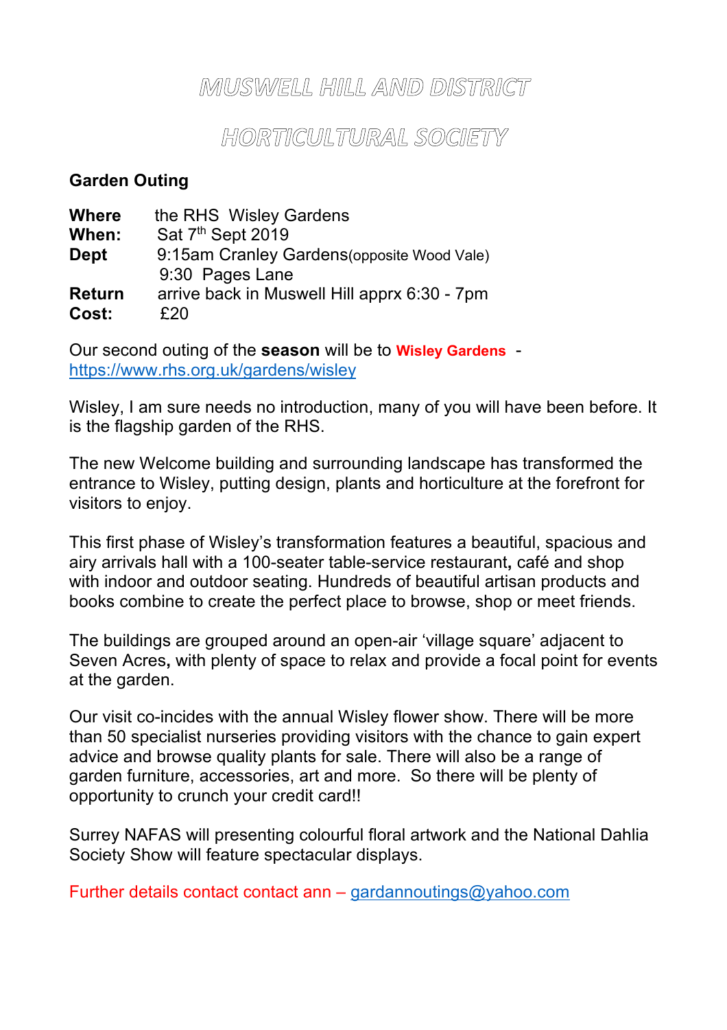# MUSWELL HILL AND DISTRICT

# HORTICULTURAL SOCIETY

**Garden Outing**

**Where** the RHS Wisley Gardens
**When:** Sat 7th Sept 2019
**Dept** 9:15am Cranley Gardens(opposite Wood Vale)
9:30 Pages Lane
**Return** arrive back in Muswell Hill apprx 6:30 - 7pm
**Cost:** £20

Our second outing of the **season** will be to **Wisley Gardens** - https://www.rhs.org.uk/gardens/wisley

Wisley, I am sure needs no introduction, many of you will have been before. It is the flagship garden of the RHS.

The new Welcome building and surrounding landscape has transformed the entrance to Wisley, putting design, plants and horticulture at the forefront for visitors to enjoy.

This first phase of Wisley's transformation features a beautiful, spacious and airy arrivals hall with a 100-seater table-service restaurant**,** café and shop with indoor and outdoor seating. Hundreds of beautiful artisan products and books combine to create the perfect place to browse, shop or meet friends.

The buildings are grouped around an open-air 'village square' adjacent to Seven Acres**,** with plenty of space to relax and provide a focal point for events at the garden.

Our visit co-incides with the annual Wisley flower show. There will be more than 50 specialist nurseries providing visitors with the chance to gain expert advice and browse quality plants for sale. There will also be a range of garden furniture, accessories, art and more. So there will be plenty of opportunity to crunch your credit card!!

Surrey NAFAS will presenting colourful floral artwork and the National Dahlia Society Show will feature spectacular displays.

Further details contact contact ann – gardannoutings@yahoo.com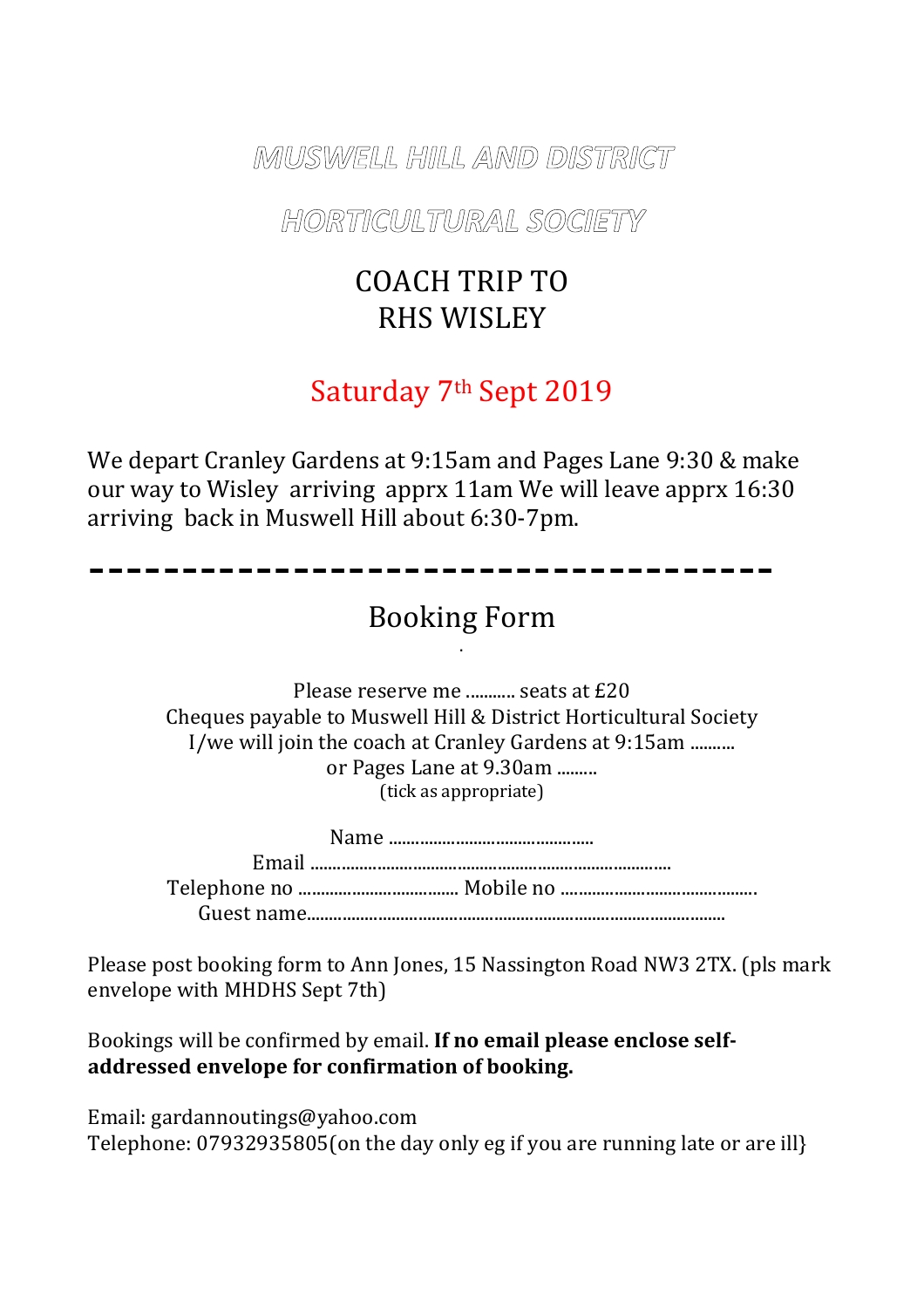# MUSWELL HILL AND DISTRICT

# HORTICULTURAL SOCIETY

## COACH TRIP TO RHS WISLEY

## Saturday 7th Sept 2019

We depart Cranley Gardens at 9:15am and Pages Lane 9:30 & make our way to Wisley arriving apprx 11am We will leave apprx 16:30 arriving back in Muswell Hill about 6:30-7pm.

---

## Booking Form

Please reserve me ........... seats at £20
Cheques payable to Muswell Hill & District Horticultural Society
I/we will join the coach at Cranley Gardens at 9:15am ..........
or Pages Lane at 9.30am .........
(tick as appropriate)

Name ..............................................
Email ................................................................................
Telephone no .................................... Mobile no ............................................
Guest name..............................................................................................

Please post booking form to Ann Jones, 15 Nassington Road NW3 2TX. (pls mark envelope with MHDHS Sept 7th)

Bookings will be confirmed by email. **If no email please enclose self-addressed envelope for confirmation of booking.**

Email: gardannoutings@yahoo.com
Telephone: 07932935805(on the day only eg if you are running late or are ill}